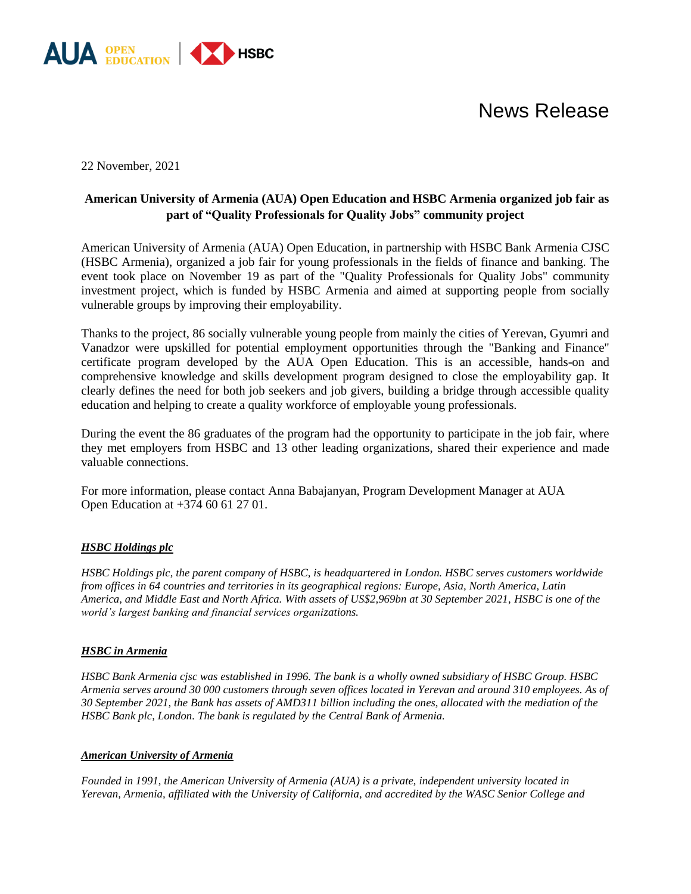AUA OPEN EDUCATION | HSBC

# News Release

22 November, 2021

**American University of Armenia (AUA) Open Education and HSBC Armenia organized job fair as part of "Quality Professionals for Quality Jobs" community project**

American University of Armenia (AUA) Open Education, in partnership with HSBC Bank Armenia CJSC (HSBC Armenia), organized a job fair for young professionals in the fields of finance and banking. The event took place on November 19 as part of the "Quality Professionals for Quality Jobs" community investment project, which is funded by HSBC Armenia and aimed at supporting people from socially vulnerable groups by improving their employability.

Thanks to the project, 86 socially vulnerable young people from mainly the cities of Yerevan, Gyumri and Vanadzor were upskilled for potential employment opportunities through the "Banking and Finance" certificate program developed by the AUA Open Education. This is an accessible, hands-on and comprehensive knowledge and skills development program designed to close the employability gap. It clearly defines the need for both job seekers and job givers, building a bridge through accessible quality education and helping to create a quality workforce of employable young professionals.

During the event the 86 graduates of the program had the opportunity to participate in the job fair, where they met employers from HSBC and 13 other leading organizations, shared their experience and made valuable connections.

For more information, please contact Anna Babajanyan, Program Development Manager at AUA Open Education at +374 60 61 27 01.

***HSBC Holdings plc***

*HSBC Holdings plc, the parent company of HSBC, is headquartered in London. HSBC serves customers worldwide from offices in 64 countries and territories in its geographical regions: Europe, Asia, North America, Latin America, and Middle East and North Africa. With assets of US$2,969bn at 30 September 2021, HSBC is one of the world's largest banking and financial services organizations.*

***HSBC in Armenia***

*HSBC Bank Armenia cjsc was established in 1996. The bank is a wholly owned subsidiary of HSBC Group. HSBC Armenia serves around 30 000 customers through seven offices located in Yerevan and around 310 employees. As of 30 September 2021, the Bank has assets of AMD311 billion including the ones, allocated with the mediation of the HSBC Bank plc, London. The bank is regulated by the Central Bank of Armenia.*

***American University of Armenia***

*Founded in 1991, the American University of Armenia (AUA) is a private, independent university located in Yerevan, Armenia, affiliated with the University of California, and accredited by the WASC Senior College and*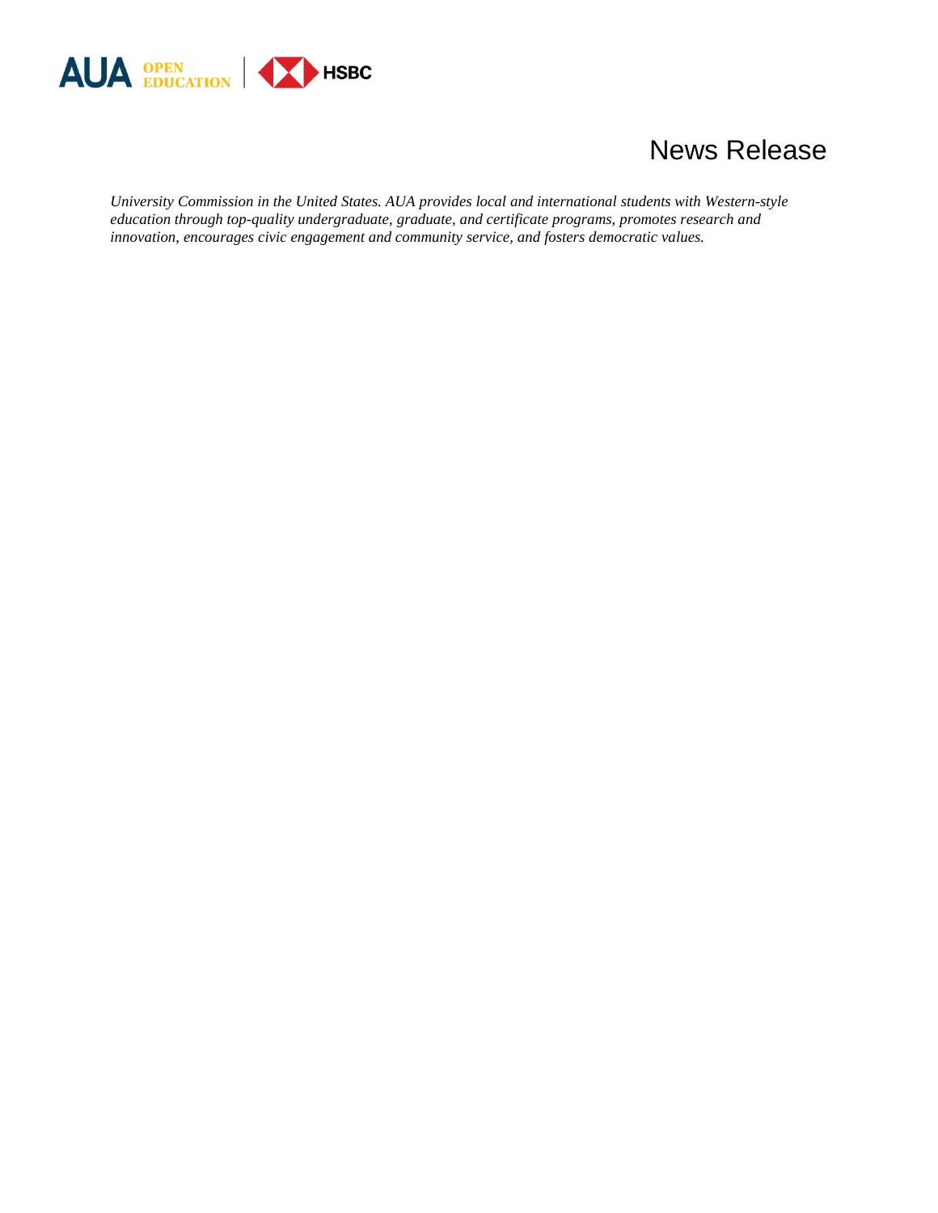*University Commission in the United States. AUA provides local and international students with Western-style education through top-quality undergraduate, graduate, and certificate programs, promotes research and innovation, encourages civic engagement and community service, and fosters democratic values.*